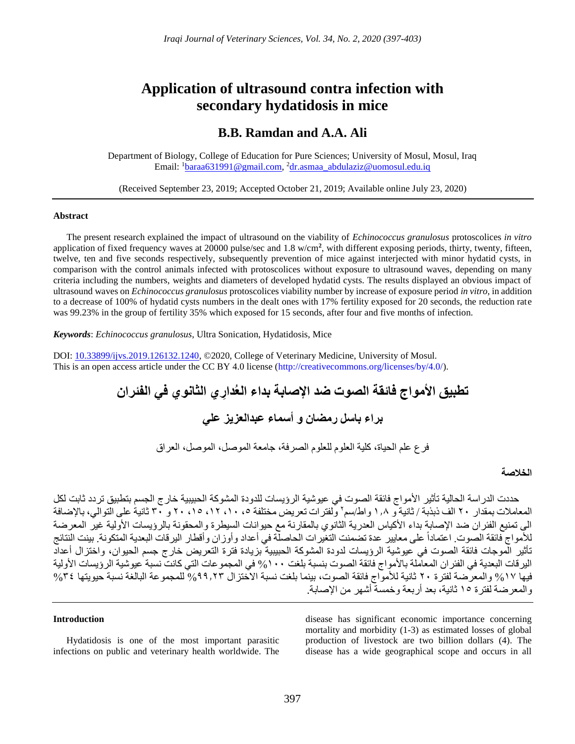# Application of ultrasound contra infection with secondary hydatidosis in mice

## B.B. Ramdan and A.A. Ali

Department of Biology, College of Education for Pure Sciences; University of Mosul, Mosul, Iraq
Email: [1]baraa631991@gmail.com, [2]dr.asmaa_abdulaziz@uomosul.edu.iq

(Received September 23, 2019; Accepted October 21, 2019; Available online July 23, 2020)

---

### Abstract

The present research explained the impact of ultrasound on the viability of *Echinococcus granulosus* protoscolices *in vitro* application of fixed frequency waves at 20000 pulse/sec and 1.8 w/cm², with different exposing periods, thirty, twenty, fifteen, twelve, ten and five seconds respectively, subsequently prevention of mice against interjected with minor hydatid cysts, in comparison with the control animals infected with protoscolices without exposure to ultrasound waves, depending on many criteria including the numbers, weights and diameters of developed hydatid cysts. The results displayed an obvious impact of ultrasound waves on *Echinococcus granulosus* protoscolices viability number by increase of exposure period *in vitro*, in addition to a decrease of 100% of hydatid cysts numbers in the dealt ones with 17% fertility exposed for 20 seconds, the reduction rate was 99.23% in the group of fertility 35% which exposed for 15 seconds, after four and five months of infection.

***Keywords***: *Echinococcus granulosus*, Ultra Sonication, Hydatidosis, Mice

DOI: 10.33899/ijvs.2019.126132.1240, ©2020, College of Veterinary Medicine, University of Mosul.
This is an open access article under the CC BY 4.0 license (http://creativecommons.org/licenses/by/4.0/).

# تطبيق الأمواج فائقة الصوت ضد الإصابة بداء العُدارِي الثانوي في الفئران

## براء باسل رمضان و أسماء عبدالعزيز علي

فرع علم الحياة، كلية العلوم للعلوم الصرفة، جامعة الموصل، الموصل، العراق

### الخلاصة

حددت الدراسة الحالية تأثير الأمواج فائقة الصوت في عيوشية الرؤيسات للدودة المشوكة الحبيبية خارج الجسم بتطبيق تردد ثابت لكل المعاملات بمقدار ٢٠ الف ذبذبة / ثانية و ١,٨ واط/سم² ولفترات تعريض مختلفة ٥، ١٠، ١٢، ١٥، ٢٠ و ٣٠ ثانية على التوالي، بالإضافة الى تمنيع الفئران ضد الإصابة بداء الأكياس العدرية الثانوي بالمقارنة مع حيوانات السيطرة والمحقونة بالرؤيسات الأولية غير المعرضة للأمواج فائقة الصوت. اعتماداً على معايير عدة تضمنت التغيرات الحاصلة في أعداد وأوزان وأقطار اليرقات البعدية المتكونة. بينت النتائج تأثير الموجات فائقة الصوت لدودة المشوكة الحبيبية بزيادة فترة التعريض خارج جسم الحيوان، واختزال أعداد اليرقات البعدية في الفئران المعاملة بالأمواج فائقة الصوت بنسبة بلغت ١٠٠% في المجموعات التي كانت نسبة عيوشية الرؤيسات الأولية فيها ١٧% والمعرضة لفترة ٢٠ ثانية للأمواج فائقة الصوت، بينما بلغت نسبة الاختزال ٩٩,٢٣% للمجموعة البالغة نسبة حيويتها ٣٤% والمعرضة لفترة ١٥ ثانية، بعد أربعة وخمسة أشهر من الإصابة.

---

### Introduction

Hydatidosis is one of the most important parasitic infections on public and veterinary health worldwide. The disease has significant economic importance concerning mortality and morbidity (1-3) as estimated losses of global production of livestock are two billion dollars (4). The disease has a wide geographical scope and occurs in all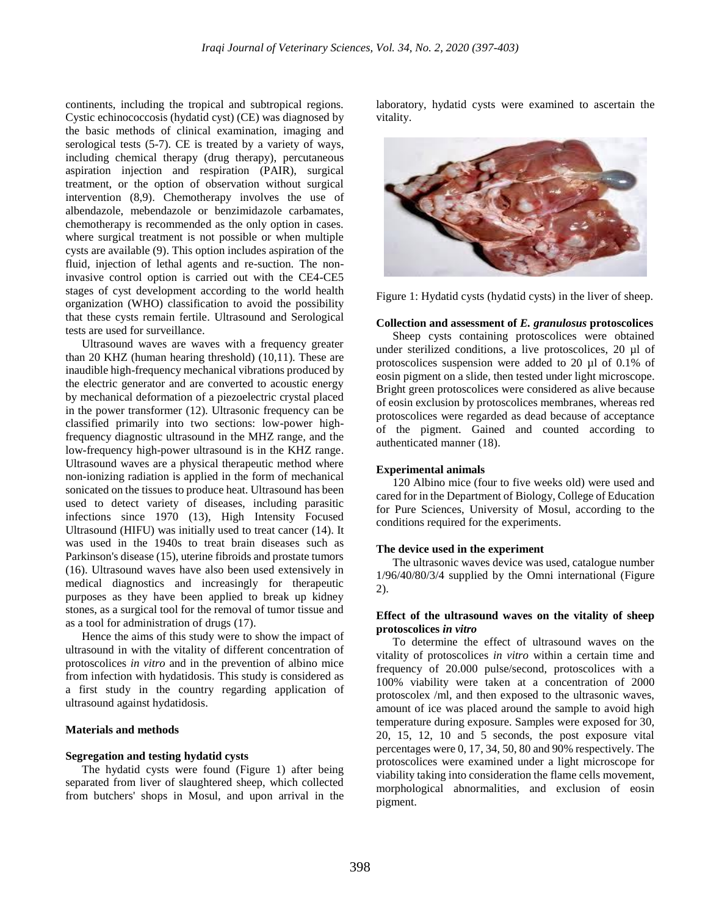continents, including the tropical and subtropical regions. Cystic echinococcosis (hydatid cyst) (CE) was diagnosed by the basic methods of clinical examination, imaging and serological tests (5-7). CE is treated by a variety of ways, including chemical therapy (drug therapy), percutaneous aspiration injection and respiration (PAIR), surgical treatment, or the option of observation without surgical intervention (8,9). Chemotherapy involves the use of albendazole, mebendazole or benzimidazole carbamates, chemotherapy is recommended as the only option in cases. where surgical treatment is not possible or when multiple cysts are available (9). This option includes aspiration of the fluid, injection of lethal agents and re-suction. The non-invasive control option is carried out with the CE4-CE5 stages of cyst development according to the world health organization (WHO) classification to avoid the possibility that these cysts remain fertile. Ultrasound and Serological tests are used for surveillance.

Ultrasound waves are waves with a frequency greater than 20 KHZ (human hearing threshold) (10,11). These are inaudible high-frequency mechanical vibrations produced by the electric generator and are converted to acoustic energy by mechanical deformation of a piezoelectric crystal placed in the power transformer (12). Ultrasonic frequency can be classified primarily into two sections: low-power high-frequency diagnostic ultrasound in the MHZ range, and the low-frequency high-power ultrasound is in the KHZ range. Ultrasound waves are a physical therapeutic method where non-ionizing radiation is applied in the form of mechanical sonicated on the tissues to produce heat. Ultrasound has been used to detect variety of diseases, including parasitic infections since 1970 (13), High Intensity Focused Ultrasound (HIFU) was initially used to treat cancer (14). It was used in the 1940s to treat brain diseases such as Parkinson's disease (15), uterine fibroids and prostate tumors (16). Ultrasound waves have also been used extensively in medical diagnostics and increasingly for therapeutic purposes as they have been applied to break up kidney stones, as a surgical tool for the removal of tumor tissue and as a tool for administration of drugs (17).

Hence the aims of this study were to show the impact of ultrasound in with the vitality of different concentration of protoscolices *in vitro* and in the prevention of albino mice from infection with hydatidosis. This study is considered as a first study in the country regarding application of ultrasound against hydatidosis.

## Materials and methods

### Segregation and testing hydatid cysts

The hydatid cysts were found (Figure 1) after being separated from liver of slaughtered sheep, which collected from butchers' shops in Mosul, and upon arrival in the laboratory, hydatid cysts were examined to ascertain the vitality.

Figure 1: Hydatid cysts (hydatid cysts) in the liver of sheep.

### Collection and assessment of *E. granulosus* protoscolices

Sheep cysts containing protoscolices were obtained under sterilized conditions, a live protoscolices, 20 µl of protoscolices suspension were added to 20 µl of 0.1% of eosin pigment on a slide, then tested under light microscope. Bright green protoscolices were considered as alive because of eosin exclusion by protoscolices membranes, whereas red protoscolices were regarded as dead because of acceptance of the pigment. Gained and counted according to authenticated manner (18).

### Experimental animals

120 Albino mice (four to five weeks old) were used and cared for in the Department of Biology, College of Education for Pure Sciences, University of Mosul, according to the conditions required for the experiments.

### The device used in the experiment

The ultrasonic waves device was used, catalogue number 1/96/40/80/3/4 supplied by the Omni international (Figure 2).

### Effect of the ultrasound waves on the vitality of sheep protoscolices *in vitro*

To determine the effect of ultrasound waves on the vitality of protoscolices *in vitro* within a certain time and frequency of 20.000 pulse/second, protoscolices with a 100% viability were taken at a concentration of 2000 protoscolex /ml, and then exposed to the ultrasonic waves, amount of ice was placed around the sample to avoid high temperature during exposure. Samples were exposed for 30, 20, 15, 12, 10 and 5 seconds, the post exposure vital percentages were 0, 17, 34, 50, 80 and 90% respectively. The protoscolices were examined under a light microscope for viability taking into consideration the flame cells movement, morphological abnormalities, and exclusion of eosin pigment.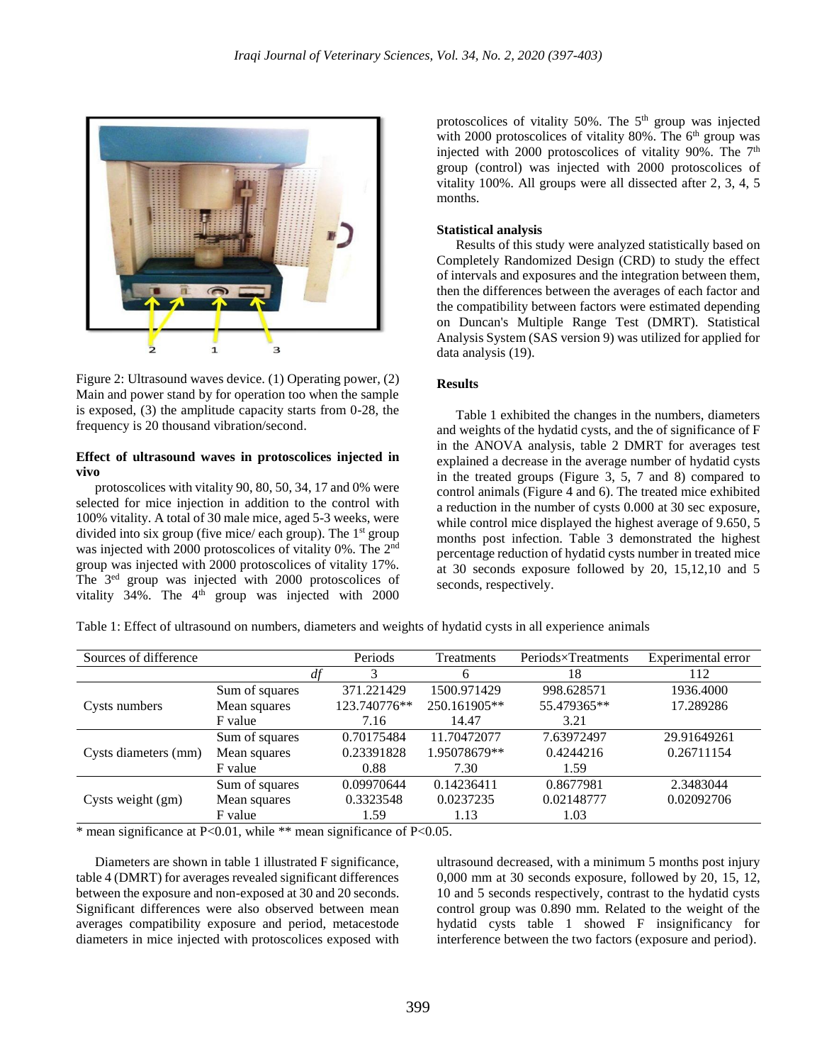Figure 2: Ultrasound waves device. (1) Operating power, (2) Main and power stand by for operation too when the sample is exposed, (3) the amplitude capacity starts from 0-28, the frequency is 20 thousand vibration/second.

### Effect of ultrasound waves in protoscolices injected in vivo

protoscolices with vitality 90, 80, 50, 34, 17 and 0% were selected for mice injection in addition to the control with 100% vitality. A total of 30 male mice, aged 5-3 weeks, were divided into six group (five mice/ each group). The 1st group was injected with 2000 protoscolices of vitality 0%. The 2nd group was injected with 2000 protoscolices of vitality 17%. The 3ed group was injected with 2000 protoscolices of vitality 34%. The 4th group was injected with 2000 protoscolices of vitality 50%. The 5th group was injected with 2000 protoscolices of vitality 80%. The 6th group was injected with 2000 protoscolices of vitality 90%. The 7th group (control) was injected with 2000 protoscolices of vitality 100%. All groups were all dissected after 2, 3, 4, 5 months.

### Statistical analysis

Results of this study were analyzed statistically based on Completely Randomized Design (CRD) to study the effect of intervals and exposures and the integration between them, then the differences between the averages of each factor and the compatibility between factors were estimated depending on Duncan's Multiple Range Test (DMRT). Statistical Analysis System (SAS version 9) was utilized for applied for data analysis (19).

## Results

Table 1 exhibited the changes in the numbers, diameters and weights of the hydatid cysts, and the of significance of F in the ANOVA analysis, table 2 DMRT for averages test explained a decrease in the average number of hydatid cysts in the treated groups (Figure 3, 5, 7 and 8) compared to control animals (Figure 4 and 6). The treated mice exhibited a reduction in the number of cysts 0.000 at 30 sec exposure, while control mice displayed the highest average of 9.650, 5 months post infection. Table 3 demonstrated the highest percentage reduction of hydatid cysts number in treated mice at 30 seconds exposure followed by 20, 15,12,10 and 5 seconds, respectively.

Table 1: Effect of ultrasound on numbers, diameters and weights of hydatid cysts in all experience animals

| Sources of difference | | Periods | Treatments | Periods×Treatments | Experimental error |
|---|---|---|---|---|---|
| | *df* | 3 | 6 | 18 | 112 |
| Cysts numbers | Sum of squares | 371.221429 | 1500.971429 | 998.628571 | 1936.4000 |
| | Mean squares | 123.740776** | 250.161905** | 55.479365** | 17.289286 |
| | F value | 7.16 | 14.47 | 3.21 | |
| Cysts diameters (mm) | Sum of squares | 0.70175484 | 11.70472077 | 7.63972497 | 29.91649261 |
| | Mean squares | 0.23391828 | 1.95078679** | 0.4244216 | 0.26711154 |
| | F value | 0.88 | 7.30 | 1.59 | |
| Cysts weight (gm) | Sum of squares | 0.09970644 | 0.14236411 | 0.8677981 | 2.3483044 |
| | Mean squares | 0.3323548 | 0.0237235 | 0.02148777 | 0.02092706 |
| | F value | 1.59 | 1.13 | 1.03 | |

\* mean significance at P<0.01, while ** mean significance of P<0.05.

Diameters are shown in table 1 illustrated F significance, table 4 (DMRT) for averages revealed significant differences between the exposure and non-exposed at 30 and 20 seconds. Significant differences were also observed between mean averages compatibility exposure and period, metacestode diameters in mice injected with protoscolices exposed with ultrasound decreased, with a minimum 5 months post injury 0,000 mm at 30 seconds exposure, followed by 20, 15, 12, 10 and 5 seconds respectively, contrast to the hydatid cysts control group was 0.890 mm. Related to the weight of the hydatid cysts table 1 showed F insignificancy for interference between the two factors (exposure and period).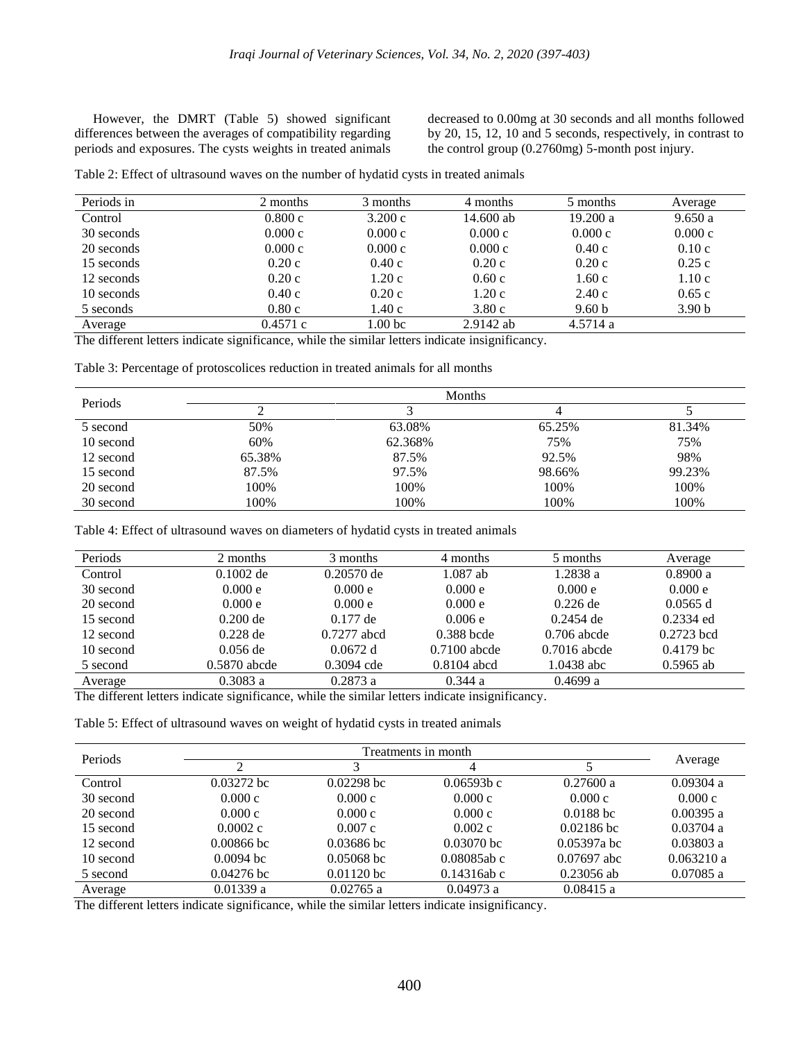However, the DMRT (Table 5) showed significant differences between the averages of compatibility regarding periods and exposures. The cysts weights in treated animals decreased to 0.00mg at 30 seconds and all months followed by 20, 15, 12, 10 and 5 seconds, respectively, in contrast to the control group (0.2760mg) 5-month post injury.

Table 2: Effect of ultrasound waves on the number of hydatid cysts in treated animals

| Periods in | 2 months | 3 months | 4 months | 5 months | Average |
|---|---|---|---|---|---|
| Control | 0.800 c | 3.200 c | 14.600 ab | 19.200 a | 9.650 a |
| 30 seconds | 0.000 c | 0.000 c | 0.000 c | 0.000 c | 0.000 c |
| 20 seconds | 0.000 c | 0.000 c | 0.000 c | 0.40 c | 0.10 c |
| 15 seconds | 0.20 c | 0.40 c | 0.20 c | 0.20 c | 0.25 c |
| 12 seconds | 0.20 c | 1.20 c | 0.60 c | 1.60 c | 1.10 c |
| 10 seconds | 0.40 c | 0.20 c | 1.20 c | 2.40 c | 0.65 c |
| 5 seconds | 0.80 c | 1.40 c | 3.80 c | 9.60 b | 3.90 b |
| Average | 0.4571 c | 1.00 bc | 2.9142 ab | 4.5714 a | |

The different letters indicate significance, while the similar letters indicate insignificancy.

Table 3: Percentage of protoscolices reduction in treated animals for all months

| Periods | Months | | | |
|---|---|---|---|---|
| | 2 | 3 | 4 | 5 |
| 5 second | 50% | 63.08% | 65.25% | 81.34% |
| 10 second | 60% | 62.368% | 75% | 75% |
| 12 second | 65.38% | 87.5% | 92.5% | 98% |
| 15 second | 87.5% | 97.5% | 98.66% | 99.23% |
| 20 second | 100% | 100% | 100% | 100% |
| 30 second | 100% | 100% | 100% | 100% |

Table 4: Effect of ultrasound waves on diameters of hydatid cysts in treated animals

| Periods | 2 months | 3 months | 4 months | 5 months | Average |
|---|---|---|---|---|---|
| Control | 0.1002 de | 0.20570 de | 1.087 ab | 1.2838 a | 0.8900 a |
| 30 second | 0.000 e | 0.000 e | 0.000 e | 0.000 e | 0.000 e |
| 20 second | 0.000 e | 0.000 e | 0.000 e | 0.226 de | 0.0565 d |
| 15 second | 0.200 de | 0.177 de | 0.006 e | 0.2454 de | 0.2334 ed |
| 12 second | 0.228 de | 0.7277 abcd | 0.388 bcde | 0.706 abcde | 0.2723 bcd |
| 10 second | 0.056 de | 0.0672 d | 0.7100 abcde | 0.7016 abcde | 0.4179 bc |
| 5 second | 0.5870 abcde | 0.3094 cde | 0.8104 abcd | 1.0438 abc | 0.5965 ab |
| Average | 0.3083 a | 0.2873 a | 0.344 a | 0.4699 a | |

The different letters indicate significance, while the similar letters indicate insignificancy.

Table 5: Effect of ultrasound waves on weight of hydatid cysts in treated animals

| Periods | Treatments in month | | | | Average |
|---|---|---|---|---|---|
| | 2 | 3 | 4 | 5 | |
| Control | 0.03272 bc | 0.02298 bc | 0.06593b c | 0.27600 a | 0.09304 a |
| 30 second | 0.000 c | 0.000 c | 0.000 c | 0.000 c | 0.000 c |
| 20 second | 0.000 c | 0.000 c | 0.000 c | 0.0188 bc | 0.00395 a |
| 15 second | 0.0002 c | 0.007 c | 0.002 c | 0.02186 bc | 0.03704 a |
| 12 second | 0.00866 bc | 0.03686 bc | 0.03070 bc | 0.05397a bc | 0.03803 a |
| 10 second | 0.0094 bc | 0.05068 bc | 0.08085ab c | 0.07697 abc | 0.063210 a |
| 5 second | 0.04276 bc | 0.01120 bc | 0.14316ab c | 0.23056 ab | 0.07085 a |
| Average | 0.01339 a | 0.02765 a | 0.04973 a | 0.08415 a | |

The different letters indicate significance, while the similar letters indicate insignificancy.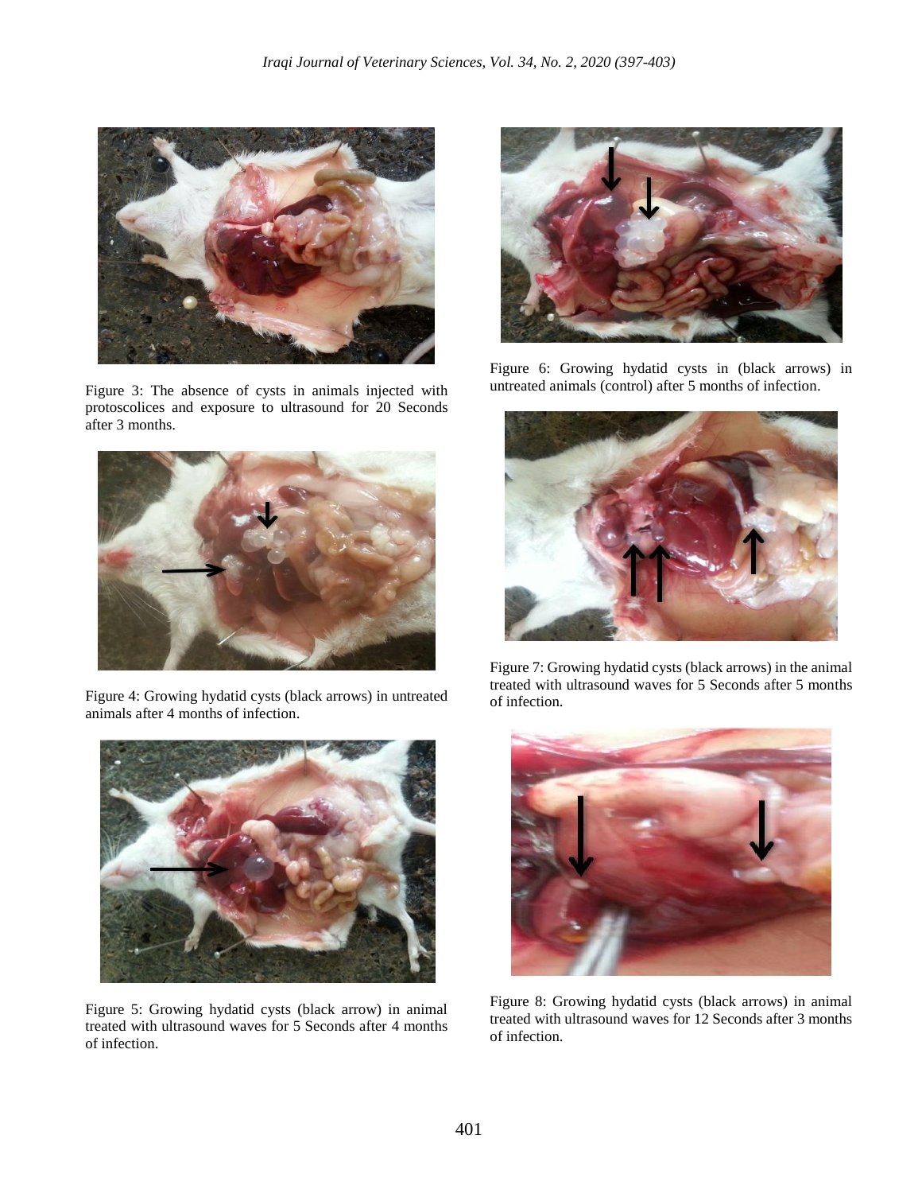Figure 3: The absence of cysts in animals injected with protoscolices and exposure to ultrasound for 20 Seconds after 3 months.

Figure 4: Growing hydatid cysts (black arrows) in untreated animals after 4 months of infection.

Figure 5: Growing hydatid cysts (black arrow) in animal treated with ultrasound waves for 5 Seconds after 4 months of infection.

Figure 6: Growing hydatid cysts in (black arrows) in untreated animals (control) after 5 months of infection.

Figure 7: Growing hydatid cysts (black arrows) in the animal treated with ultrasound waves for 5 Seconds after 5 months of infection.

Figure 8: Growing hydatid cysts (black arrows) in animal treated with ultrasound waves for 12 Seconds after 3 months of infection.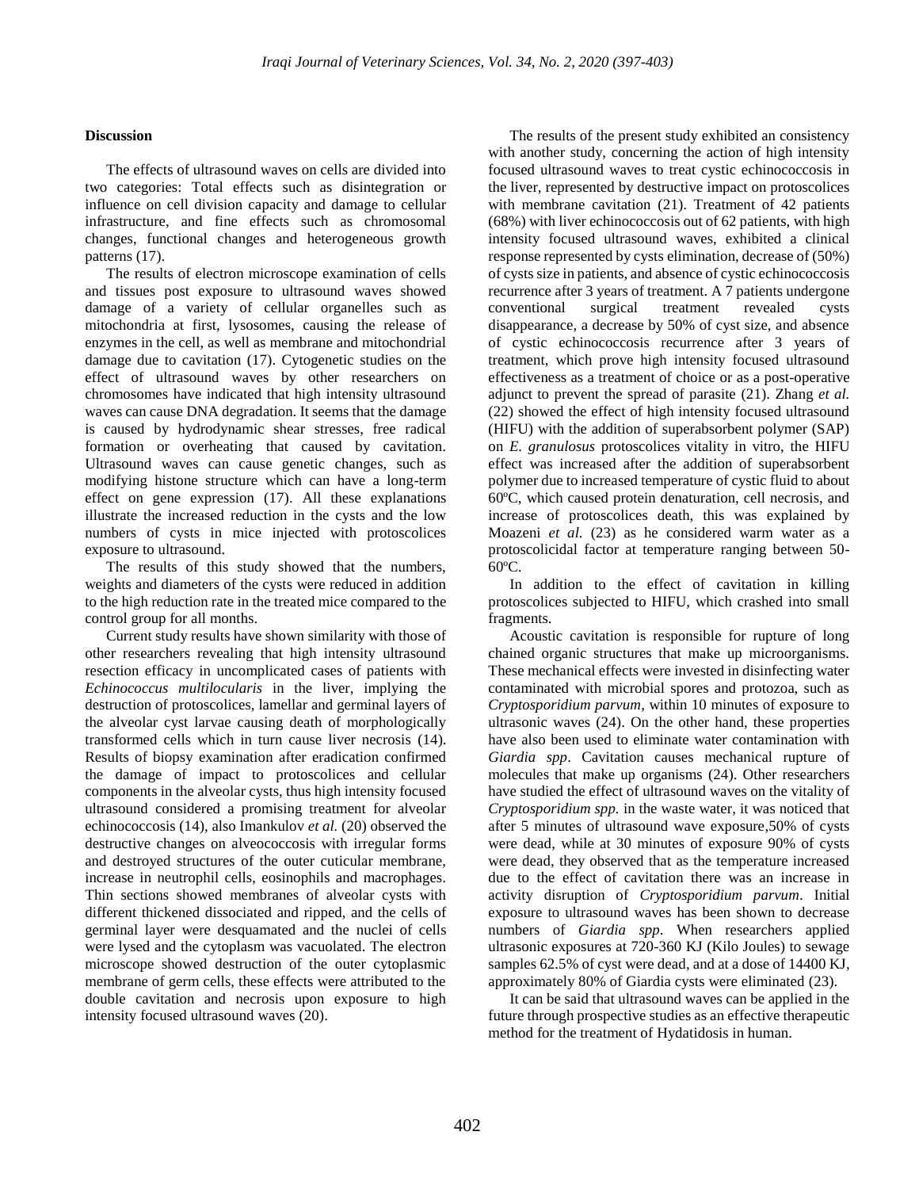## Discussion

The effects of ultrasound waves on cells are divided into two categories: Total effects such as disintegration or influence on cell division capacity and damage to cellular infrastructure, and fine effects such as chromosomal changes, functional changes and heterogeneous growth patterns (17).

The results of electron microscope examination of cells and tissues post exposure to ultrasound waves showed damage of a variety of cellular organelles such as mitochondria at first, lysosomes, causing the release of enzymes in the cell, as well as membrane and mitochondrial damage due to cavitation (17). Cytogenetic studies on the effect of ultrasound waves by other researchers on chromosomes have indicated that high intensity ultrasound waves can cause DNA degradation. It seems that the damage is caused by hydrodynamic shear stresses, free radical formation or overheating that caused by cavitation. Ultrasound waves can cause genetic changes, such as modifying histone structure which can have a long-term effect on gene expression (17). All these explanations illustrate the increased reduction in the cysts and the low numbers of cysts in mice injected with protoscolices exposure to ultrasound.

The results of this study showed that the numbers, weights and diameters of the cysts were reduced in addition to the high reduction rate in the treated mice compared to the control group for all months.

Current study results have shown similarity with those of other researchers revealing that high intensity ultrasound resection efficacy in uncomplicated cases of patients with *Echinococcus multilocularis* in the liver, implying the destruction of protoscolices, lamellar and germinal layers of the alveolar cyst larvae causing death of morphologically transformed cells which in turn cause liver necrosis (14). Results of biopsy examination after eradication confirmed the damage of impact to protoscolices and cellular components in the alveolar cysts, thus high intensity focused ultrasound considered a promising treatment for alveolar echinococcosis (14), also Imankulov *et al.* (20) observed the destructive changes on alveococcosis with irregular forms and destroyed structures of the outer cuticular membrane, increase in neutrophil cells, eosinophils and macrophages. Thin sections showed membranes of alveolar cysts with different thickened dissociated and ripped, and the cells of germinal layer were desquamated and the nuclei of cells were lysed and the cytoplasm was vacuolated. The electron microscope showed destruction of the outer cytoplasmic membrane of germ cells, these effects were attributed to the double cavitation and necrosis upon exposure to high intensity focused ultrasound waves (20).

The results of the present study exhibited an consistency with another study, concerning the action of high intensity focused ultrasound waves to treat cystic echinococcosis in the liver, represented by destructive impact on protoscolices with membrane cavitation (21). Treatment of 42 patients (68%) with liver echinococcosis out of 62 patients, with high intensity focused ultrasound waves, exhibited a clinical response represented by cysts elimination, decrease of (50%) of cysts size in patients, and absence of cystic echinococcosis recurrence after 3 years of treatment. A 7 patients undergone conventional surgical treatment revealed cysts disappearance, a decrease by 50% of cyst size, and absence of cystic echinococcosis recurrence after 3 years of treatment, which prove high intensity focused ultrasound effectiveness as a treatment of choice or as a post-operative adjunct to prevent the spread of parasite (21). Zhang *et al.* (22) showed the effect of high intensity focused ultrasound (HIFU) with the addition of superabsorbent polymer (SAP) on *E. granulosus* protoscolices vitality in vitro, the HIFU effect was increased after the addition of superabsorbent polymer due to increased temperature of cystic fluid to about 60ºC, which caused protein denaturation, cell necrosis, and increase of protoscolices death, this was explained by Moazeni *et al.* (23) as he considered warm water as a protoscolicidal factor at temperature ranging between 50-60ºC.

In addition to the effect of cavitation in killing protoscolices subjected to HIFU, which crashed into small fragments.

Acoustic cavitation is responsible for rupture of long chained organic structures that make up microorganisms. These mechanical effects were invested in disinfecting water contaminated with microbial spores and protozoa, such as *Cryptosporidium parvum*, within 10 minutes of exposure to ultrasonic waves (24). On the other hand, these properties have also been used to eliminate water contamination with *Giardia spp*. Cavitation causes mechanical rupture of molecules that make up organisms (24). Other researchers have studied the effect of ultrasound waves on the vitality of *Cryptosporidium spp.* in the waste water, it was noticed that after 5 minutes of ultrasound wave exposure,50% of cysts were dead, while at 30 minutes of exposure 90% of cysts were dead, they observed that as the temperature increased due to the effect of cavitation there was an increase in activity disruption of *Cryptosporidium parvum*. Initial exposure to ultrasound waves has been shown to decrease numbers of *Giardia spp*. When researchers applied ultrasonic exposures at 720-360 KJ (Kilo Joules) to sewage samples 62.5% of cyst were dead, and at a dose of 14400 KJ, approximately 80% of Giardia cysts were eliminated (23).

It can be said that ultrasound waves can be applied in the future through prospective studies as an effective therapeutic method for the treatment of Hydatidosis in human.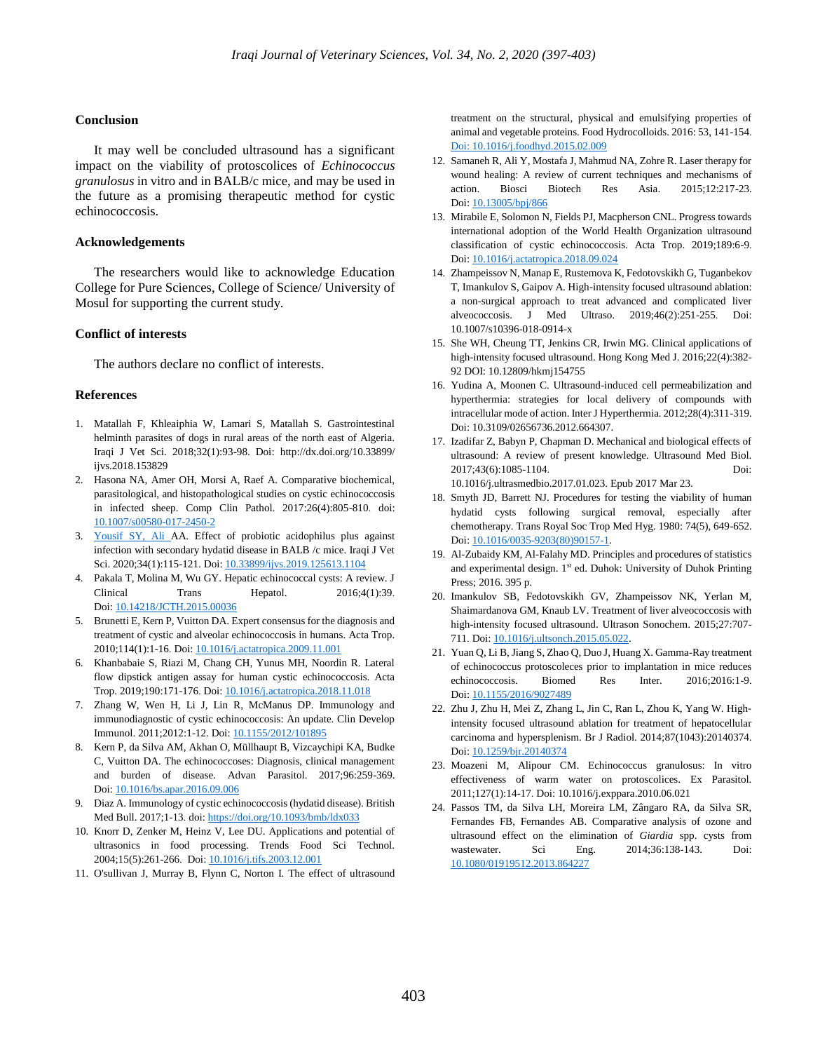## Conclusion

It may well be concluded ultrasound has a significant impact on the viability of protoscolices of *Echinococcus granulosus* in vitro and in BALB/c mice, and may be used in the future as a promising therapeutic method for cystic echinococcosis.

## Acknowledgements

The researchers would like to acknowledge Education College for Pure Sciences, College of Science/ University of Mosul for supporting the current study.

## Conflict of interests

The authors declare no conflict of interests.

## References

1. Matallah F, Khleaiphia W, Lamari S, Matallah S. Gastrointestinal helminth parasites of dogs in rural areas of the north east of Algeria. Iraqi J Vet Sci. 2018;32(1):93-98. Doi: http://dx.doi.org/10.33899/ijvs.2018.153829
2. Hasona NA, Amer OH, Morsi A, Raef A. Comparative biochemical, parasitological, and histopathological studies on cystic echinococcosis in infected sheep. Comp Clin Pathol. 2017:26(4):805-810. doi: 10.1007/s00580-017-2450-2
3. Yousif SY, Ali AA. Effect of probiotic acidophilus plus against infection with secondary hydatid disease in BALB /c mice. Iraqi J Vet Sci. 2020;34(1):115-121. Doi: 10.33899/ijvs.2019.125613.1104
4. Pakala T, Molina M, Wu GY. Hepatic echinococcal cysts: A review. J Clinical Trans Hepatol. 2016;4(1):39. Doi: 10.14218/JCTH.2015.00036
5. Brunetti E, Kern P, Vuitton DA. Expert consensus for the diagnosis and treatment of cystic and alveolar echinococcosis in humans. Acta Trop. 2010;114(1):1-16. Doi: 10.1016/j.actatropica.2009.11.001
6. Khanbabaie S, Riazi M, Chang CH, Yunus MH, Noordin R. Lateral flow dipstick antigen assay for human cystic echinococcosis. Acta Trop. 2019;190:171-176. Doi: 10.1016/j.actatropica.2018.11.018
7. Zhang W, Wen H, Li J, Lin R, McManus DP. Immunology and immunodiagnostic of cystic echinococcosis: An update. Clin Develop Immunol. 2011;2012:1-12. Doi: 10.1155/2012/101895
8. Kern P, da Silva AM, Akhan O, Müllhaupt B, Vizcaychipi KA, Budke C, Vuitton DA. The echinococcoses: Diagnosis, clinical management and burden of disease. Advan Parasitol. 2017;96:259-369. Doi: 10.1016/bs.apar.2016.09.006
9. Diaz A. Immunology of cystic echinococcosis (hydatid disease). British Med Bull. 2017;1-13. doi: https://doi.org/10.1093/bmb/ldx033
10. Knorr D, Zenker M, Heinz V, Lee DU. Applications and potential of ultrasonics in food processing. Trends Food Sci Technol. 2004;15(5):261-266. Doi: 10.1016/j.tifs.2003.12.001
11. O'sullivan J, Murray B, Flynn C, Norton I. The effect of ultrasound treatment on the structural, physical and emulsifying properties of animal and vegetable proteins. Food Hydrocolloids. 2016: 53, 141-154. Doi: 10.1016/j.foodhyd.2015.02.009
12. Samaneh R, Ali Y, Mostafa J, Mahmud NA, Zohre R. Laser therapy for wound healing: A review of current techniques and mechanisms of action. Biosci Biotech Res Asia. 2015;12:217-23. Doi: 10.13005/bpj/866
13. Mirabile E, Solomon N, Fields PJ, Macpherson CNL. Progress towards international adoption of the World Health Organization ultrasound classification of cystic echinococcosis. Acta Trop. 2019;189:6-9. Doi: 10.1016/j.actatropica.2018.09.024
14. Zhampeissov N, Manap E, Rustemova K, Fedotovskikh G, Tuganbekov T, Imankulov S, Gaipov A. High-intensity focused ultrasound ablation: a non-surgical approach to treat advanced and complicated liver alveococcosis. J Med Ultraso. 2019;46(2):251-255. Doi: 10.1007/s10396-018-0914-x
15. She WH, Cheung TT, Jenkins CR, Irwin MG. Clinical applications of high-intensity focused ultrasound. Hong Kong Med J. 2016;22(4):382-92 DOI: 10.12809/hkmj154755
16. Yudina A, Moonen C. Ultrasound-induced cell permeabilization and hyperthermia: strategies for local delivery of compounds with intracellular mode of action. Inter J Hyperthermia. 2012;28(4):311-319. Doi: 10.3109/02656736.2012.664307.
17. Izadifar Z, Babyn P, Chapman D. Mechanical and biological effects of ultrasound: A review of present knowledge. Ultrasound Med Biol. 2017;43(6):1085-1104. Doi: 10.1016/j.ultrasmedbio.2017.01.023. Epub 2017 Mar 23.
18. Smyth JD, Barrett NJ. Procedures for testing the viability of human hydatid cysts following surgical removal, especially after chemotherapy. Trans Royal Soc Trop Med Hyg. 1980: 74(5), 649-652. Doi: 10.1016/0035-9203(80)90157-1.
19. Al-Zubaidy KM, Al-Falahy MD. Principles and procedures of statistics and experimental design. 1st ed. Duhok: University of Duhok Printing Press; 2016. 395 p.
20. Imankulov SB, Fedotovskikh GV, Zhampeissov NK, Yerlan M, Shaimardanova GM, Knaub LV. Treatment of liver alveococcosis with high-intensity focused ultrasound. Ultrason Sonochem. 2015;27:707-711. Doi: 10.1016/j.ultsonch.2015.05.022.
21. Yuan Q, Li B, Jiang S, Zhao Q, Duo J, Huang X. Gamma-Ray treatment of echinococcus protoscoleces prior to implantation in mice reduces echinococcosis. Biomed Res Inter. 2016;2016:1-9. Doi: 10.1155/2016/9027489
22. Zhu J, Zhu H, Mei Z, Zhang L, Jin C, Ran L, Zhou K, Yang W. High-intensity focused ultrasound ablation for treatment of hepatocellular carcinoma and hypersplenism. Br J Radiol. 2014;87(1043):20140374. Doi: 10.1259/bjr.20140374
23. Moazeni M, Alipour CM. Echinococcus granulosus: In vitro effectiveness of warm water on protoscolices. Ex Parasitol. 2011;127(1):14-17. Doi: 10.1016/j.exppara.2010.06.021
24. Passos TM, da Silva LH, Moreira LM, Zângaro RA, da Silva SR, Fernandes FB, Fernandes AB. Comparative analysis of ozone and ultrasound effect on the elimination of *Giardia* spp. cysts from wastewater. Sci Eng. 2014;36:138-143. Doi: 10.1080/01919512.2013.864227